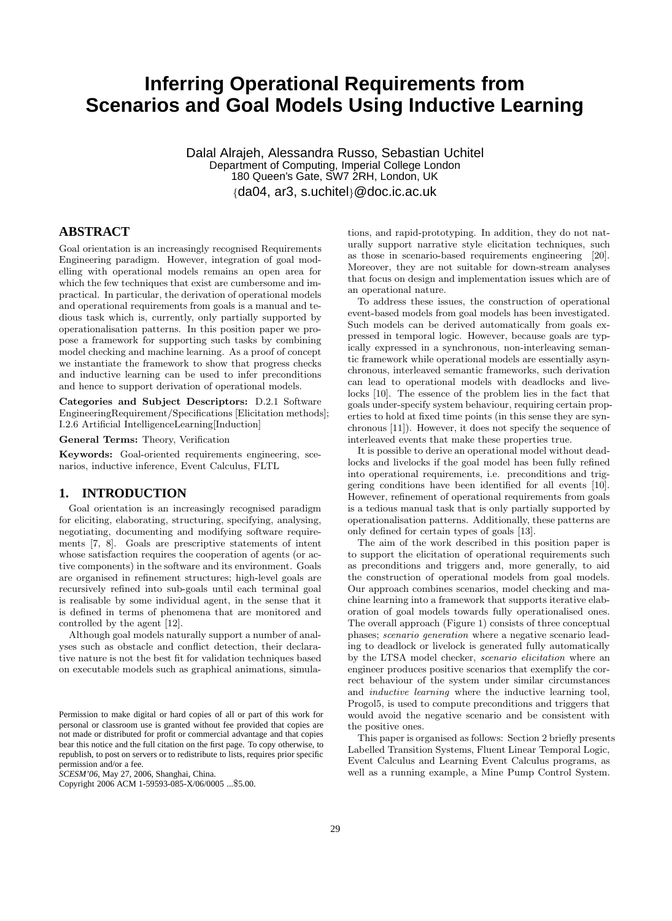# Inferring Operational Requirements from Scenarios and Goal Models Using Inductive Learning

Dalal Alrajeh, Alessandra Russo, Sebastian Uchitel
Department of Computing, Imperial College London
180 Queen's Gate, SW7 2RH, London, UK
{da04, ar3, s.uchitel}@doc.ic.ac.uk

## ABSTRACT

Goal orientation is an increasingly recognised Requirements Engineering paradigm. However, integration of goal modelling with operational models remains an open area for which the few techniques that exist are cumbersome and impractical. In particular, the derivation of operational models and operational requirements from goals is a manual and tedious task which is, currently, only partially supported by operationalisation patterns. In this position paper we propose a framework for supporting such tasks by combining model checking and machine learning. As a proof of concept we instantiate the framework to show that progress checks and inductive learning can be used to infer preconditions and hence to support derivation of operational models.

**Categories and Subject Descriptors:** D.2.1 Software EngineeringRequirement/Specifications [Elicitation methods]; I.2.6 Artificial IntelligenceLearning[Induction]

**General Terms:** Theory, Verification

**Keywords:** Goal-oriented requirements engineering, scenarios, inductive inference, Event Calculus, FLTL

## 1. INTRODUCTION

Goal orientation is an increasingly recognised paradigm for eliciting, elaborating, structuring, specifying, analysing, negotiating, documenting and modifying software requirements [7, 8]. Goals are prescriptive statements of intent whose satisfaction requires the cooperation of agents (or active components) in the software and its environment. Goals are organised in refinement structures; high-level goals are recursively refined into sub-goals until each terminal goal is realisable by some individual agent, in the sense that it is defined in terms of phenomena that are monitored and controlled by the agent [12].

Although goal models naturally support a number of analyses such as obstacle and conflict detection, their declarative nature is not the best fit for validation techniques based on executable models such as graphical animations, simulations, and rapid-prototyping. In addition, they do not naturally support narrative style elicitation techniques, such as those in scenario-based requirements engineering [20]. Moreover, they are not suitable for down-stream analyses that focus on design and implementation issues which are of an operational nature.

To address these issues, the construction of operational event-based models from goal models has been investigated. Such models can be derived automatically from goals expressed in temporal logic. However, because goals are typically expressed in a synchronous, non-interleaving semantic framework while operational models are essentially asynchronous, interleaved semantic frameworks, such derivation can lead to operational models with deadlocks and livelocks [10]. The essence of the problem lies in the fact that goals under-specify system behaviour, requiring certain properties to hold at fixed time points (in this sense they are synchronous [11]). However, it does not specify the sequence of interleaved events that make these properties true.

It is possible to derive an operational model without deadlocks and livelocks if the goal model has been fully refined into operational requirements, i.e. preconditions and triggering conditions have been identified for all events [10]. However, refinement of operational requirements from goals is a tedious manual task that is only partially supported by operationalisation patterns. Additionally, these patterns are only defined for certain types of goals [13].

The aim of the work described in this position paper is to support the elicitation of operational requirements such as preconditions and triggers and, more generally, to aid the construction of operational models from goal models. Our approach combines scenarios, model checking and machine learning into a framework that supports iterative elaboration of goal models towards fully operationalised ones. The overall approach (Figure 1) consists of three conceptual phases; *scenario generation* where a negative scenario leading to deadlock or livelock is generated fully automatically by the LTSA model checker, *scenario elicitation* where an engineer produces positive scenarios that exemplify the correct behaviour of the system under similar circumstances and *inductive learning* where the inductive learning tool, Progol5, is used to compute preconditions and triggers that would avoid the negative scenario and be consistent with the positive ones.

This paper is organised as follows: Section 2 briefly presents Labelled Transition Systems, Fluent Linear Temporal Logic, Event Calculus and Learning Event Calculus programs, as well as a running example, a Mine Pump Control System.

Permission to make digital or hard copies of all or part of this work for personal or classroom use is granted without fee provided that copies are not made or distributed for profit or commercial advantage and that copies bear this notice and the full citation on the first page. To copy otherwise, to republish, to post on servers or to redistribute to lists, requires prior specific permission and/or a fee.
*SCESM'06*, May 27, 2006, Shanghai, China.
Copyright 2006 ACM 1-59593-085-X/06/0005 ...$5.00.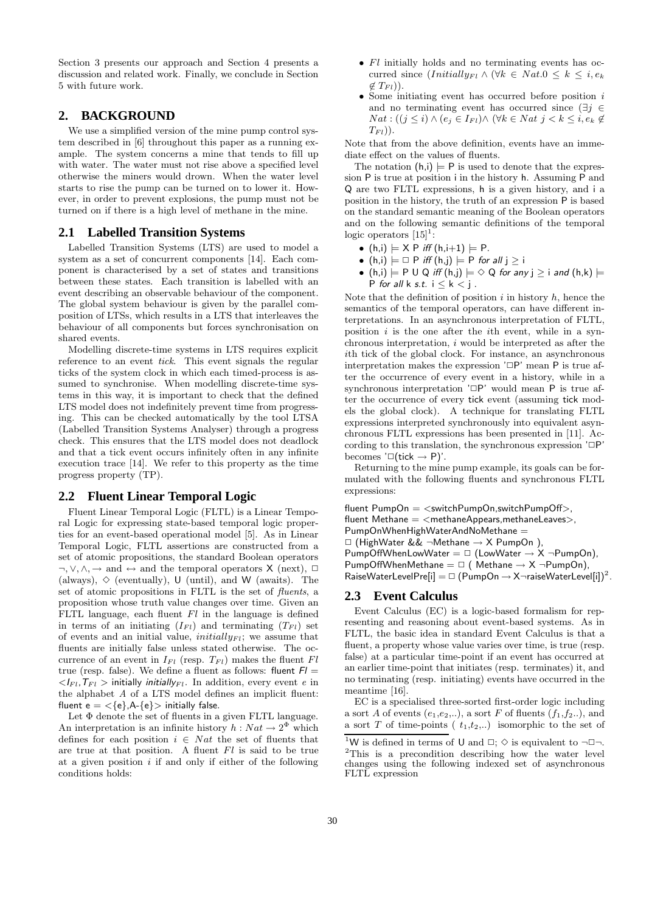Section 3 presents our approach and Section 4 presents a discussion and related work. Finally, we conclude in Section 5 with future work.

## 2. BACKGROUND

We use a simplified version of the mine pump control system described in [6] throughout this paper as a running example. The system concerns a mine that tends to fill up with water. The water must not rise above a specified level otherwise the miners would drown. When the water level starts to rise the pump can be turned on to lower it. However, in order to prevent explosions, the pump must not be turned on if there is a high level of methane in the mine.

### 2.1 Labelled Transition Systems

Labelled Transition Systems (LTS) are used to model a system as a set of concurrent components [14]. Each component is characterised by a set of states and transitions between these states. Each transition is labelled with an event describing an observable behaviour of the component. The global system behaviour is given by the parallel composition of LTSs, which results in a LTS that interleaves the behaviour of all components but forces synchronisation on shared events.

Modelling discrete-time systems in LTS requires explicit reference to an event *tick*. This event signals the regular ticks of the system clock in which each timed-process is assumed to synchronise. When modelling discrete-time systems in this way, it is important to check that the defined LTS model does not indefinitely prevent time from progressing. This can be checked automatically by the tool LTSA (Labelled Transition Systems Analyser) through a progress check. This ensures that the LTS model does not deadlock and that a tick event occurs infinitely often in any infinite execution trace [14]. We refer to this property as the time progress property (TP).

### 2.2 Fluent Linear Temporal Logic

Fluent Linear Temporal Logic (FLTL) is a Linear Temporal Logic for expressing state-based temporal logic properties for an event-based operational model [5]. As in Linear Temporal Logic, FLTL assertions are constructed from a set of atomic propositions, the standard Boolean operators $\neg, \vee, \wedge, \rightarrow$ and $\leftrightarrow$ and the temporal operators X (next), $\Box$ (always), $\Diamond$ (eventually), U (until), and W (awaits). The set of atomic propositions in FLTL is the set of *fluents*, a proposition whose truth value changes over time. Given an FLTL language, each fluent $Fl$ in the language is defined in terms of an initiating ($I_{Fl}$) and terminating ($T_{Fl}$) set of events and an initial value, $initially_{Fl}$; we assume that fluents are initially false unless stated otherwise. The occurrence of an event in $I_{Fl}$ (resp. $T_{Fl}$) makes the fluent $Fl$ true (resp. false). We define a fluent as follows: fluent $Fl = <I_{Fl}, T_{Fl}>$ initially $initially_{Fl}$. In addition, every event $e$ in the alphabet $A$ of a LTS model defines an implicit fluent: fluent e = <{e},A-{e}> initially false.

Let $\Phi$ denote the set of fluents in a given FLTL language. An interpretation is an infinite history $h : Nat \rightarrow 2^{\Phi}$ which defines for each position $i \in Nat$ the set of fluents that are true at that position. A fluent $Fl$ is said to be true at a given position $i$ if and only if either of the following conditions holds:

- $Fl$ initially holds and no terminating events has occurred since ($Initially_{Fl} \wedge (\forall k \in Nat.0 \leq k \leq i, e_k \notin T_{Fl})$).
- Some initiating event has occurred before position $i$ and no terminating event has occurred since ($\exists j \in Nat : ((j \leq i) \wedge (e_j \in I_{Fl}) \wedge (\forall k \in Nat\ j < k \leq i, e_k \notin T_{Fl})$).

Note that from the above definition, events have an immediate effect on the values of fluents.

The notation (h,i) $\models$ P is used to denote that the expression P is true at position i in the history h. Assuming P and Q are two FLTL expressions, h is a given history, and i a position in the history, the truth of an expression P is based on the standard semantic meaning of the Boolean operators and on the following semantic definitions of the temporal logic operators [15][1]:

- (h,i) $\models$ X P *iff* (h,i+1) $\models$ P.
- (h,i) $\models$ $\Box$ P *iff* (h,j) $\models$ P *for all* j $\geq$ i
- (h,i) $\models$ P U Q *iff* (h,j) $\models$ $\Diamond$ Q *for any* j $\geq$ i *and* (h,k) $\models$ P *for all* k *s.t.* i $\leq$ k $<$ j .

Note that the definition of position $i$ in history $h$, hence the semantics of the temporal operators, can have different interpretations. In an asynchronous interpretation of FLTL, position $i$ is the one after the $i$th event, while in a synchronous interpretation, $i$ would be interpreted as after the $i$th tick of the global clock. For instance, an asynchronous interpretation makes the expression '$\Box$P' mean P is true after the occurrence of every event in a history, while in a synchronous interpretation '$\Box$P' would mean P is true after the occurrence of every tick event (assuming tick models the global clock). A technique for translating FLTL expressions interpreted synchronously into equivalent asynchronous FLTL expressions has been presented in [11]. According to this translation, the synchronous expression '$\Box$P' becomes '$\Box$(tick $\rightarrow$ P)'.

Returning to the mine pump example, its goals can be formulated with the following fluents and synchronous FLTL expressions:

fluent PumpOn = <switchPumpOn,switchPumpOff>,
fluent Methane = <methaneAppears,methaneLeaves>,
PumpOnWhenHighWaterAndNoMethane =
$\Box$ (HighWater && $\neg$Methane $\rightarrow$ X PumpOn ),
PumpOffWhenLowWater = $\Box$ (LowWater $\rightarrow$ X $\neg$PumpOn),
PumpOffWhenMethane = $\Box$ ( Methane $\rightarrow$ X $\neg$PumpOn),
RaiseWaterLevelPre[i] = $\Box$ (PumpOn $\rightarrow$ X$\neg$raiseWaterLevel[i])[2].

### 2.3 Event Calculus

Event Calculus (EC) is a logic-based formalism for representing and reasoning about event-based systems. As in FLTL, the basic idea in standard Event Calculus is that a fluent, a property whose value varies over time, is true (resp. false) at a particular time-point if an event has occurred at an earlier time-point that initiates (resp. terminates) it, and no terminating (resp. initiating) events have occurred in the meantime [16].

EC is a specialised three-sorted first-order logic including a sort $A$ of events ($e_1$,$e_2$,..), a sort $F$ of fluents ($f_1$,$f_2$..), and a sort $T$ of time-points ( $t_1$,$t_2$,..) isomorphic to the set of

[1] W is defined in terms of U and $\Box$; $\Diamond$ is equivalent to $\neg\Box\neg$.
[2] This is a precondition describing how the water level changes using the following indexed set of asynchronous FLTL expression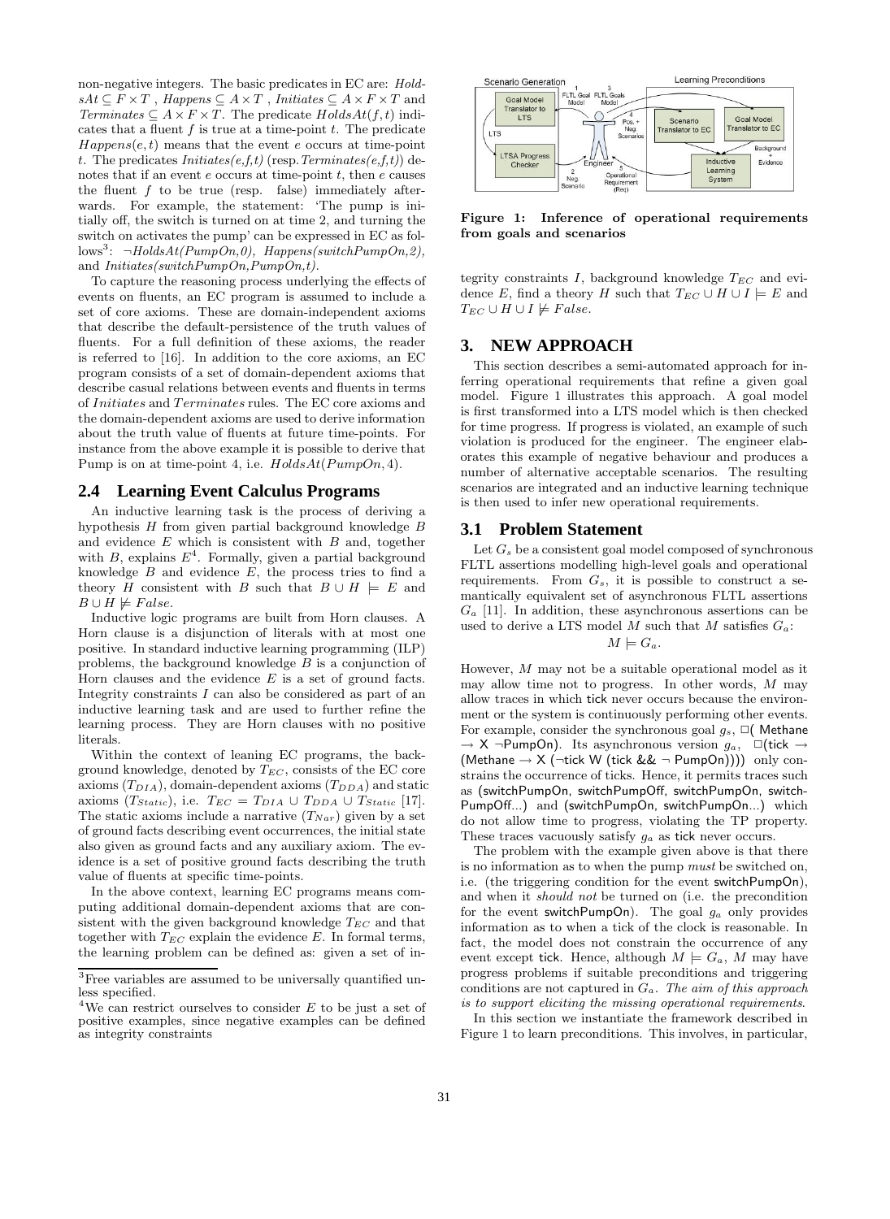non-negative integers. The basic predicates in EC are: $HoldsAt \subseteq F \times T$ , $Happens \subseteq A \times T$ , $Initiates \subseteq A \times F \times T$ and $Terminates \subseteq A \times F \times T$. The predicate $HoldsAt(f,t)$ indicates that a fluent $f$ is true at a time-point $t$. The predicate $Happens(e,t)$ means that the event $e$ occurs at time-point $t$. The predicates *Initiates(e,f,t)* (resp. *Terminates(e,f,t)*) denotes that if an event $e$ occurs at time-point $t$, then $e$ causes the fluent $f$ to be true (resp. false) immediately afterwards. For example, the statement: 'The pump is initially off, the switch is turned on at time 2, and turning the switch on activates the pump' can be expressed in EC as follows[3]: *¬HoldsAt(PumpOn,0), Happens(switchPumpOn,2),* and *Initiates(switchPumpOn,PumpOn,t)*.

To capture the reasoning process underlying the effects of events on fluents, an EC program is assumed to include a set of core axioms. These are domain-independent axioms that describe the default-persistence of the truth values of fluents. For a full definition of these axioms, the reader is referred to [16]. In addition to the core axioms, an EC program consists of a set of domain-dependent axioms that describe casual relations between events and fluents in terms of $Initiates$ and $Terminates$ rules. The EC core axioms and the domain-dependent axioms are used to derive information about the truth value of fluents at future time-points. For instance from the above example it is possible to derive that Pump is on at time-point 4, i.e. $HoldsAt(PumpOn, 4)$.

## 2.4 Learning Event Calculus Programs

An inductive learning task is the process of deriving a hypothesis $H$ from given partial background knowledge $B$ and evidence $E$ which is consistent with $B$ and, together with $B$, explains $E$[4]. Formally, given a partial background knowledge $B$ and evidence $E$, the process tries to find a theory $H$ consistent with $B$ such that $B \cup H \models E$ and $B \cup H \not\models False$.

Inductive logic programs are built from Horn clauses. A Horn clause is a disjunction of literals with at most one positive. In standard inductive learning programming (ILP) problems, the background knowledge $B$ is a conjunction of Horn clauses and the evidence $E$ is a set of ground facts. Integrity constraints $I$ can also be considered as part of an inductive learning task and are used to further refine the learning process. They are Horn clauses with no positive literals.

Within the context of leaning EC programs, the background knowledge, denoted by $T_{EC}$, consists of the EC core axioms ($T_{DIA}$), domain-dependent axioms ($T_{DDA}$) and static axioms ($T_{Static}$), i.e. $T_{EC} = T_{DIA} \cup T_{DDA} \cup T_{Static}$ [17]. The static axioms include a narrative ($T_{Nar}$) given by a set of ground facts describing event occurrences, the initial state also given as ground facts and any auxiliary axiom. The evidence is a set of positive ground facts describing the truth value of fluents at specific time-points.

In the above context, learning EC programs means computing additional domain-dependent axioms that are consistent with the given background knowledge $T_{EC}$ and that together with $T_{EC}$ explain the evidence $E$. In formal terms, the learning problem can be defined as: given a set of integrity constraints $I$, background knowledge $T_{EC}$ and evidence $E$, find a theory $H$ such that $T_{EC} \cup H \cup I \models E$ and $T_{EC} \cup H \cup I \not\models False$.

[3] Free variables are assumed to be universally quantified unless specified.

[4] We can restrict ourselves to consider $E$ to be just a set of positive examples, since negative examples can be defined as integrity constraints

**Figure 1: Inference of operational requirements from goals and scenarios**

## 3. NEW APPROACH

This section describes a semi-automated approach for inferring operational requirements that refine a given goal model. Figure 1 illustrates this approach. A goal model is first transformed into a LTS model which is then checked for time progress. If progress is violated, an example of such violation is produced for the engineer. The engineer elaborates this example of negative behaviour and produces a number of alternative acceptable scenarios. The resulting scenarios are integrated and an inductive learning technique is then used to infer new operational requirements.

### 3.1 Problem Statement

Let $G_s$ be a consistent goal model composed of synchronous FLTL assertions modelling high-level goals and operational requirements. From $G_s$, it is possible to construct a semantically equivalent set of asynchronous FLTL assertions $G_a$ [11]. In addition, these asynchronous assertions can be used to derive a LTS model $M$ such that $M$ satisfies $G_a$:

$$M \models G_a.$$

However, $M$ may not be a suitable operational model as it may allow time not to progress. In other words, $M$ may allow traces in which tick never occurs because the environment or the system is continuously performing other events. For example, consider the synchronous goal $g_s$, □( Methane → X ¬PumpOn). Its asynchronous version $g_a$, □(tick → (Methane → X (¬tick W (tick && ¬ PumpOn)))) only constrains the occurrence of ticks. Hence, it permits traces such as (switchPumpOn, switchPumpOff, switchPumpOn, switchPumpOff...) and (switchPumpOn, switchPumpOn...) which do not allow time to progress, violating the TP property. These traces vacuously satisfy $g_a$ as tick never occurs.

The problem with the example given above is that there is no information as to when the pump *must* be switched on, i.e. (the triggering condition for the event switchPumpOn), and when it *should not* be turned on (i.e. the precondition for the event switchPumpOn). The goal $g_a$ only provides information as to when a tick of the clock is reasonable. In fact, the model does not constrain the occurrence of any event except tick. Hence, although $M \models G_a$, $M$ may have progress problems if suitable preconditions and triggering conditions are not captured in $G_a$. *The aim of this approach is to support eliciting the missing operational requirements.*

In this section we instantiate the framework described in Figure 1 to learn preconditions. This involves, in particular,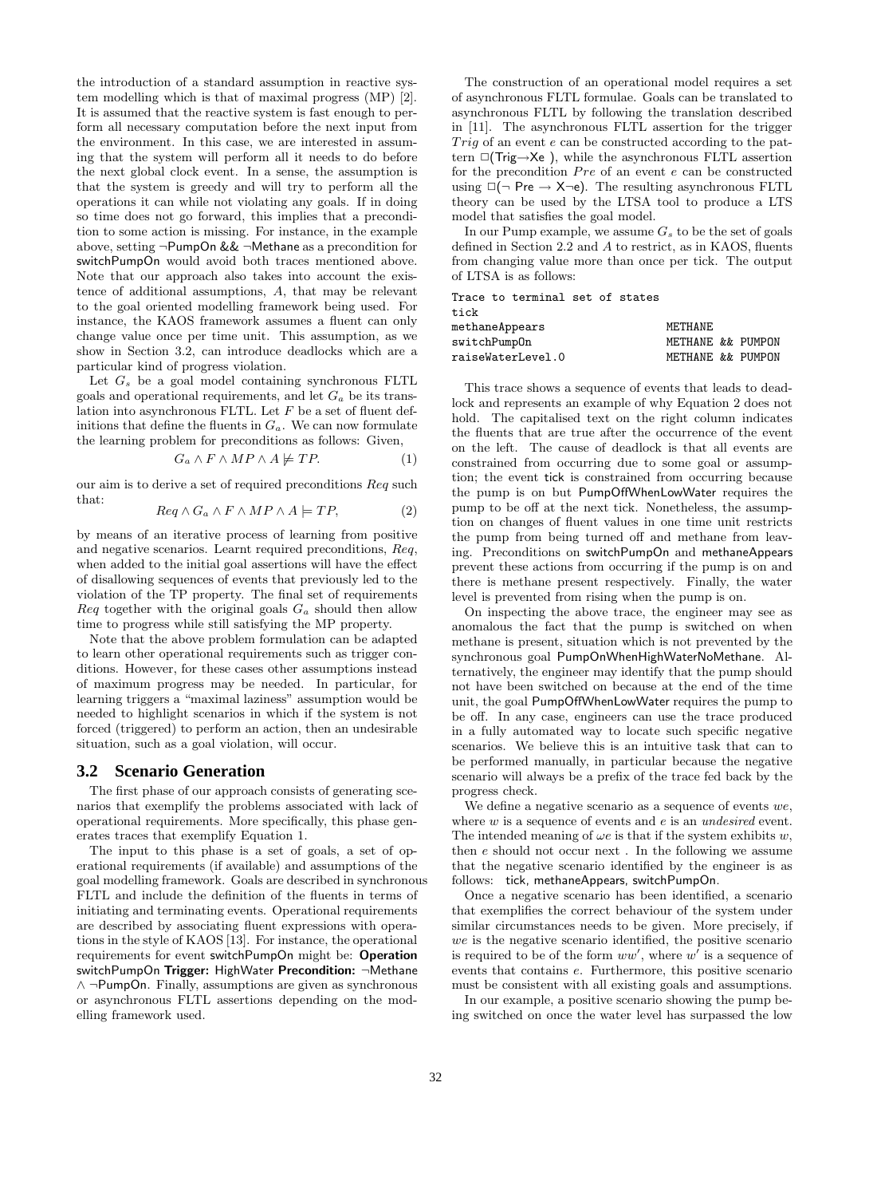the introduction of a standard assumption in reactive system modelling which is that of maximal progress (MP) [2]. It is assumed that the reactive system is fast enough to perform all necessary computation before the next input from the environment. In this case, we are interested in assuming that the system will perform all it needs to do before the next global clock event. In a sense, the assumption is that the system is greedy and will try to perform all the operations it can while not violating any goals. If in doing so time does not go forward, this implies that a precondition to some action is missing. For instance, in the example above, setting ¬PumpOn && ¬Methane as a precondition for switchPumpOn would avoid both traces mentioned above. Note that our approach also takes into account the existence of additional assumptions, $A$, that may be relevant to the goal oriented modelling framework being used. For instance, the KAOS framework assumes a fluent can only change value once per time unit. This assumption, as we show in Section 3.2, can introduce deadlocks which are a particular kind of progress violation.

Let $G_s$ be a goal model containing synchronous FLTL goals and operational requirements, and let $G_a$ be its translation into asynchronous FLTL. Let $F$ be a set of fluent definitions that define the fluents in $G_a$. We can now formulate the learning problem for preconditions as follows: Given,

$$G_a \wedge F \wedge MP \wedge A \not\models TP. \tag{1}$$

our aim is to derive a set of required preconditions $Req$ such that:

$$Req \wedge G_a \wedge F \wedge MP \wedge A \models TP, \tag{2}$$

by means of an iterative process of learning from positive and negative scenarios. Learnt required preconditions, $Req$, when added to the initial goal assertions will have the effect of disallowing sequences of events that previously led to the violation of the TP property. The final set of requirements $Req$ together with the original goals $G_a$ should then allow time to progress while still satisfying the MP property.

Note that the above problem formulation can be adapted to learn other operational requirements such as trigger conditions. However, for these cases other assumptions instead of maximum progress may be needed. In particular, for learning triggers a "maximal laziness" assumption would be needed to highlight scenarios in which if the system is not forced (triggered) to perform an action, then an undesirable situation, such as a goal violation, will occur.

## 3.2 Scenario Generation

The first phase of our approach consists of generating scenarios that exemplify the problems associated with lack of operational requirements. More specifically, this phase generates traces that exemplify Equation 1.

The input to this phase is a set of goals, a set of operational requirements (if available) and assumptions of the goal modelling framework. Goals are described in synchronous FLTL and include the definition of the fluents in terms of initiating and terminating events. Operational requirements are described by associating fluent expressions with operations in the style of KAOS [13]. For instance, the operational requirements for event switchPumpOn might be: **Operation** switchPumpOn **Trigger:** HighWater **Precondition:** ¬Methane ∧ ¬PumpOn. Finally, assumptions are given as synchronous or asynchronous FLTL assertions depending on the modelling framework used.

The construction of an operational model requires a set of asynchronous FLTL formulae. Goals can be translated to asynchronous FLTL by following the translation described in [11]. The asynchronous FLTL assertion for the trigger $Trig$ of an event $e$ can be constructed according to the pattern □(Trig→Xe ), while the asynchronous FLTL assertion for the precondition $Pre$ of an event $e$ can be constructed using □(¬ Pre → X¬e). The resulting asynchronous FLTL theory can be used by the LTSA tool to produce a LTS model that satisfies the goal model.

In our Pump example, we assume $G_s$ to be the set of goals defined in Section 2.2 and $A$ to restrict, as in KAOS, fluents from changing value more than once per tick. The output of LTSA is as follows:

```
Trace to terminal set of states
tick
methaneAppears              METHANE
switchPumpOn                METHANE && PUMPON
raiseWaterLevel.0           METHANE && PUMPON
```

This trace shows a sequence of events that leads to deadlock and represents an example of why Equation 2 does not hold. The capitalised text on the right column indicates the fluents that are true after the occurrence of the event on the left. The cause of deadlock is that all events are constrained from occurring due to some goal or assumption; the event tick is constrained from occurring because the pump is on but PumpOffWhenLowWater requires the pump to be off at the next tick. Nonetheless, the assumption on changes of fluent values in one time unit restricts the pump from being turned off and methane from leaving. Preconditions on switchPumpOn and methaneAppears prevent these actions from occurring if the pump is on and there is methane present respectively. Finally, the water level is prevented from rising when the pump is on.

On inspecting the above trace, the engineer may see as anomalous the fact that the pump is switched on when methane is present, situation which is not prevented by the synchronous goal PumpOnWhenHighWaterNoMethane. Alternatively, the engineer may identify that the pump should not have been switched on because at the end of the time unit, the goal PumpOffWhenLowWater requires the pump to be off. In any case, engineers can use the trace produced in a fully automated way to locate such specific negative scenarios. We believe this is an intuitive task that can to be performed manually, in particular because the negative scenario will always be a prefix of the trace fed back by the progress check.

We define a negative scenario as a sequence of events $we$, where $w$ is a sequence of events and $e$ is an *undesired* event. The intended meaning of $we$ is that if the system exhibits $w$, then $e$ should not occur next . In the following we assume that the negative scenario identified by the engineer is as follows: tick, methaneAppears, switchPumpOn.

Once a negative scenario has been identified, a scenario that exemplifies the correct behaviour of the system under similar circumstances needs to be given. More precisely, if $we$ is the negative scenario identified, the positive scenario is required to be of the form $ww'$, where $w'$ is a sequence of events that contains $e$. Furthermore, this positive scenario must be consistent with all existing goals and assumptions.

In our example, a positive scenario showing the pump being switched on once the water level has surpassed the low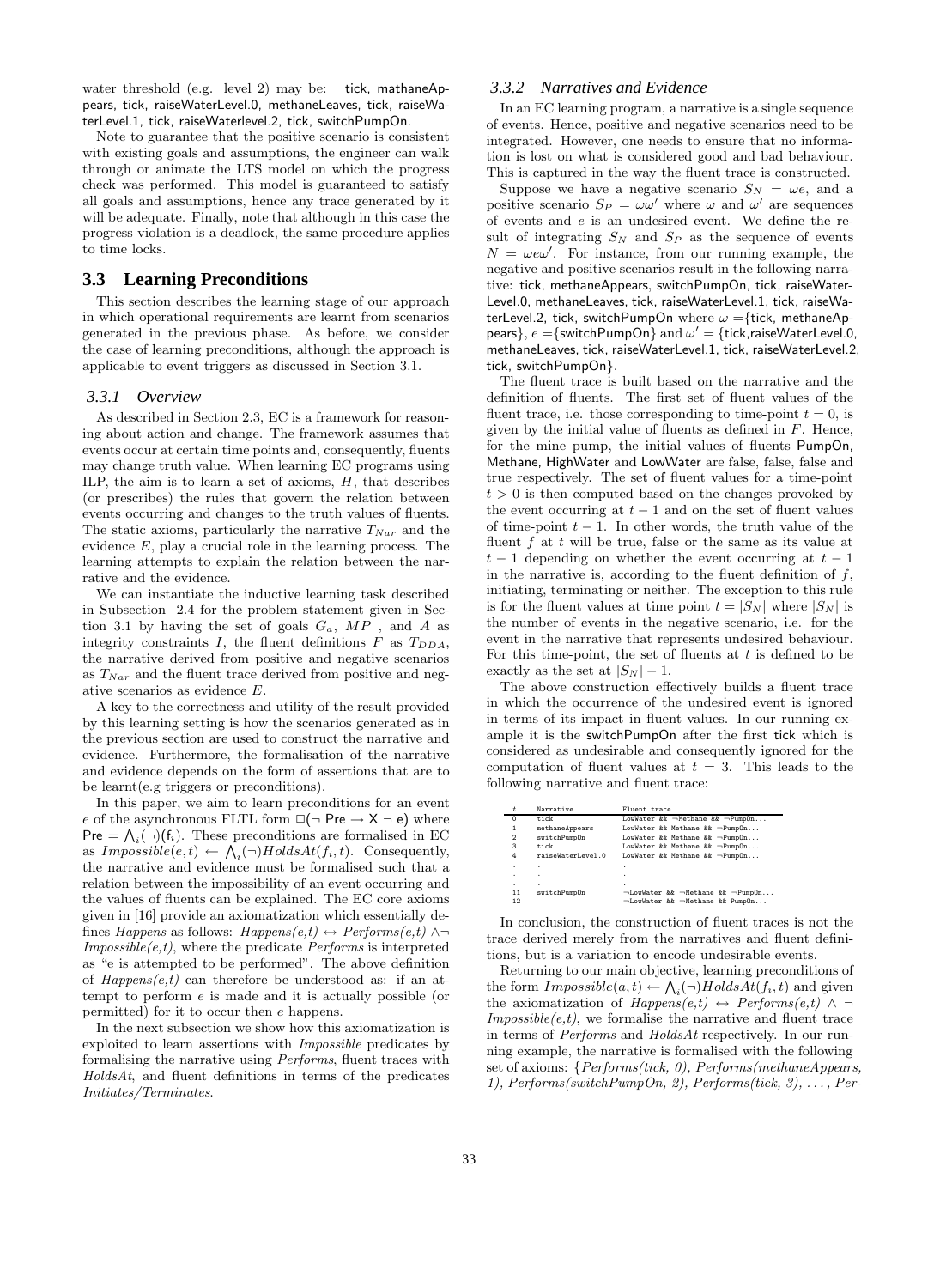water threshold (e.g. level 2) may be: tick, mathaneAppears, tick, raiseWaterLevel.0, methaneLeaves, tick, raiseWaterLevel.1, tick, raiseWaterlevel.2, tick, switchPumpOn.

Note to guarantee that the positive scenario is consistent with existing goals and assumptions, the engineer can walk through or animate the LTS model on which the progress check was performed. This model is guaranteed to satisfy all goals and assumptions, hence any trace generated by it will be adequate. Finally, note that although in this case the progress violation is a deadlock, the same procedure applies to time locks.

## 3.3 Learning Preconditions

This section describes the learning stage of our approach in which operational requirements are learnt from scenarios generated in the previous phase. As before, we consider the case of learning preconditions, although the approach is applicable to event triggers as discussed in Section 3.1.

### 3.3.1 Overview

As described in Section 2.3, EC is a framework for reasoning about action and change. The framework assumes that events occur at certain time points and, consequently, fluents may change truth value. When learning EC programs using ILP, the aim is to learn a set of axioms, $H$, that describes (or prescribes) the rules that govern the relation between events occurring and changes to the truth values of fluents. The static axioms, particularly the narrative $T_{Nar}$ and the evidence $E$, play a crucial role in the learning process. The learning attempts to explain the relation between the narrative and the evidence.

We can instantiate the inductive learning task described in Subsection 2.4 for the problem statement given in Section 3.1 by having the set of goals $G_a$, $MP$ , and $A$ as integrity constraints $I$, the fluent definitions $F$ as $T_{DDA}$, the narrative derived from positive and negative scenarios as $T_{Nar}$ and the fluent trace derived from positive and negative scenarios as evidence $E$.

A key to the correctness and utility of the result provided by this learning setting is how the scenarios generated as in the previous section are used to construct the narrative and evidence. Furthermore, the formalisation of the narrative and evidence depends on the form of assertions that are to be learnt(e.g triggers or preconditions).

In this paper, we aim to learn preconditions for an event $e$ of the asynchronous FLTL form $\Box(\neg \mathsf{Pre} \rightarrow \mathsf{X} \neg \mathsf{e})$ where $\mathsf{Pre} = \bigwedge_i (\neg)(\mathsf{f}_i)$. These preconditions are formalised in EC as $Impossible(e, t) \leftarrow \bigwedge_i (\neg) HoldsAt(f_i, t)$. Consequently, the narrative and evidence must be formalised such that a relation between the impossibility of an event occurring and the values of fluents can be explained. The EC core axioms given in [16] provide an axiomatization which essentially defines *Happens* as follows: $Happens(e,t) \leftrightarrow Performs(e,t) \wedge \neg Impossible(e,t)$, where the predicate *Performs* is interpreted as "e is attempted to be performed". The above definition of $Happens(e,t)$ can therefore be understood as: if an attempt to perform $e$ is made and it is actually possible (or permitted) for it to occur then $e$ happens.

In the next subsection we show how this axiomatization is exploited to learn assertions with *Impossible* predicates by formalising the narrative using *Performs*, fluent traces with *HoldsAt*, and fluent definitions in terms of the predicates *Initiates/Terminates*.

### 3.3.2 Narratives and Evidence

In an EC learning program, a narrative is a single sequence of events. Hence, positive and negative scenarios need to be integrated. However, one needs to ensure that no information is lost on what is considered good and bad behaviour. This is captured in the way the fluent trace is constructed.

Suppose we have a negative scenario $S_N = \omega e$, and a positive scenario $S_P = \omega\omega'$ where $\omega$ and $\omega'$ are sequences of events and $e$ is an undesired event. We define the result of integrating $S_N$ and $S_P$ as the sequence of events $N = \omega e \omega'$. For instance, from our running example, the negative and positive scenarios result in the following narrative: tick, methaneAppears, switchPumpOn, tick, raiseWaterLevel.0, methaneLeaves, tick, raiseWaterLevel.1, tick, raiseWaterLevel.2, tick, switchPumpOn where $\omega$ ={tick, methaneAppears}, $e$ ={switchPumpOn} and $\omega'$ = {tick,raiseWaterLevel.0, methaneLeaves, tick, raiseWaterLevel.1, tick, raiseWaterLevel.2, tick, switchPumpOn}.

The fluent trace is built based on the narrative and the definition of fluents. The first set of fluent values of the fluent trace, i.e. those corresponding to time-point $t = 0$, is given by the initial value of fluents as defined in $F$. Hence, for the mine pump, the initial values of fluents PumpOn, Methane, HighWater and LowWater are false, false, false and true respectively. The set of fluent values for a time-point $t > 0$ is then computed based on the changes provoked by the event occurring at $t - 1$ and on the set of fluent values of time-point $t - 1$. In other words, the truth value of the fluent $f$ at $t$ will be true, false or the same as its value at $t - 1$ depending on whether the event occurring at $t - 1$ in the narrative is, according to the fluent definition of $f$, initiating, terminating or neither. The exception to this rule is for the fluent values at time point $t = |S_N|$ where $|S_N|$ is the number of events in the negative scenario, i.e. for the event in the narrative that represents undesired behaviour. For this time-point, the set of fluents at $t$ is defined to be exactly as the set at $|S_N| - 1$.

The above construction effectively builds a fluent trace in which the occurrence of the undesired event is ignored in terms of its impact in fluent values. In our running example it is the switchPumpOn after the first tick which is considered as undesirable and consequently ignored for the computation of fluent values at $t = 3$. This leads to the following narrative and fluent trace:

| $t$ | Narrative | Fluent trace |
|---|---|---|
| 0 | tick | LowWater && ¬Methane && ¬PumpOn... |
| 1 | methaneAppears | LowWater && Methane && ¬PumpOn... |
| 2 | switchPumpOn | LowWater && Methane && ¬PumpOn... |
| 3 | tick | LowWater && Methane && ¬PumpOn... |
| 4 | raiseWaterLevel.0 | LowWater && Methane && ¬PumpOn... |
| . | . | . |
| . | . | . |
| . | . | . |
| 11 | switchPumpOn | ¬LowWater && ¬Methane && ¬PumpOn... |
| 12 | | ¬LowWater && ¬Methane && PumpOn... |

In conclusion, the construction of fluent traces is not the trace derived merely from the narratives and fluent definitions, but is a variation to encode undesirable events.

Returning to our main objective, learning preconditions of the form $Impossible(a, t) \leftarrow \bigwedge_i (\neg) HoldsAt(f_i, t)$ and given the axiomatization of $Happens(e,t) \leftrightarrow Performs(e,t) \wedge \neg Impossible(e,t)$, we formalise the narrative and fluent trace in terms of *Performs* and *HoldsAt* respectively. In our running example, the narrative is formalised with the following set of axioms: {*Performs(tick, 0)*, *Performs(methaneAppears, 1)*, *Performs(switchPumpOn, 2)*, *Performs(tick, 3)*, ..., *Per-*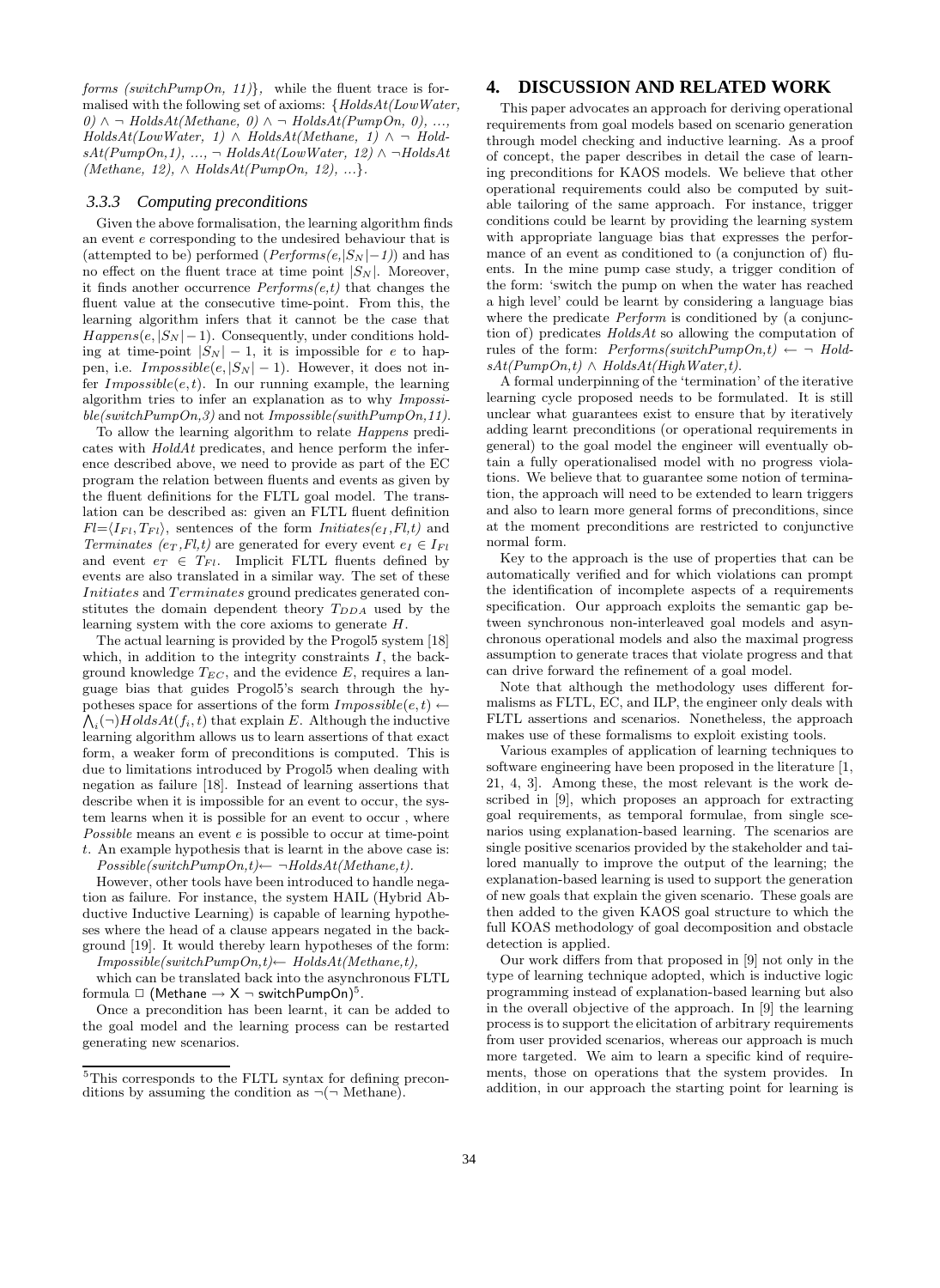*forms (switchPumpOn, 11)*}, while the fluent trace is formalised with the following set of axioms: {*HoldsAt(LowWater, 0)* $\wedge$ $\neg$ *HoldsAt(Methane, 0)* $\wedge$ $\neg$ *HoldsAt(PumpOn, 0)*, ..., *HoldsAt(LowWater, 1)* $\wedge$ *HoldsAt(Methane, 1)* $\wedge$ $\neg$ *HoldsAt(PumpOn,1)*, ..., $\neg$ *HoldsAt(LowWater, 12)* $\wedge$ $\neg$*HoldsAt (Methane, 12)*, $\wedge$ *HoldsAt(PumpOn, 12)*, ...}.

### 3.3.3 Computing preconditions

Given the above formalisation, the learning algorithm finds an event $e$ corresponding to the undesired behaviour that is (attempted to be) performed ($Performs(e,|S_N|-1)$) and has no effect on the fluent trace at time point $|S_N|$. Moreover, it finds another occurrence *Performs(e,t)* that changes the fluent value at the consecutive time-point. From this, the learning algorithm infers that it cannot be the case that $Happens(e, |S_N|-1)$. Consequently, under conditions holding at time-point $|S_N| - 1$, it is impossible for $e$ to happen, i.e. $Impossible(e, |S_N| - 1)$. However, it does not infer $Impossible(e, t)$. In our running example, the learning algorithm tries to infer an explanation as to why *Impossible(switchPumpOn,3)* and not *Impossible(swithPumpOn,11)*.

To allow the learning algorithm to relate *Happens* predicates with *HoldAt* predicates, and hence perform the inference described above, we need to provide as part of the EC program the relation between fluents and events as given by the fluent definitions for the FLTL goal model. The translation can be described as: given an FLTL fluent definition $Fl{=}\langle I_{Fl}, T_{Fl}\rangle$, sentences of the form $Initiates(e_I, Fl, t)$ and $Terminates\ (e_T, Fl, t)$ are generated for every event $e_I \in I_{Fl}$ and event $e_T \in T_{Fl}$. Implicit FLTL fluents defined by events are also translated in a similar way. The set of these $Initiates$ and $Terminates$ ground predicates generated constitutes the domain dependent theory $T_{DDA}$ used by the learning system with the core axioms to generate $H$.

The actual learning is provided by the Progol5 system [18] which, in addition to the integrity constraints $I$, the background knowledge $T_{EC}$, and the evidence $E$, requires a language bias that guides Progol5's search through the hypotheses space for assertions of the form $Impossible(e, t) \leftarrow \bigwedge_i (\neg) HoldsAt(f_i, t)$ that explain $E$. Although the inductive learning algorithm allows us to learn assertions of that exact form, a weaker form of preconditions is computed. This is due to limitations introduced by Progol5 when dealing with negation as failure [18]. Instead of learning assertions that describe when it is impossible for an event to occur, the system learns when it is possible for an event to occur , where *Possible* means an event $e$ is possible to occur at time-point $t$. An example hypothesis that is learnt in the above case is:

*Possible(switchPumpOn,t)*$\leftarrow$ $\neg$*HoldsAt(Methane,t)*.

However, other tools have been introduced to handle negation as failure. For instance, the system HAIL (Hybrid Abductive Inductive Learning) is capable of learning hypotheses where the head of a clause appears negated in the background [19]. It would thereby learn hypotheses of the form:

*Impossible(switchPumpOn,t)*$\leftarrow$ *HoldsAt(Methane,t)*,

which can be translated back into the asynchronous FLTL formula $\Box$ (Methane $\rightarrow$ X $\neg$ switchPumpOn)[5].

Once a precondition has been learnt, it can be added to the goal model and the learning process can be restarted generating new scenarios.

[5]This corresponds to the FLTL syntax for defining preconditions by assuming the condition as $\neg$($\neg$ Methane).

## 4. DISCUSSION AND RELATED WORK

This paper advocates an approach for deriving operational requirements from goal models based on scenario generation through model checking and inductive learning. As a proof of concept, the paper describes in detail the case of learning preconditions for KAOS models. We believe that other operational requirements could also be computed by suitable tailoring of the same approach. For instance, trigger conditions could be learnt by providing the learning system with appropriate language bias that expresses the performance of an event as conditioned to (a conjunction of) fluents. In the mine pump case study, a trigger condition of the form: 'switch the pump on when the water has reached a high level' could be learnt by considering a language bias where the predicate *Perform* is conditioned by (a conjunction of) predicates *HoldsAt* so allowing the computation of rules of the form: *Performs(switchPumpOn,t)* $\leftarrow$ $\neg$ *HoldsAt(PumpOn,t)* $\wedge$ *HoldsAt(HighWater,t)*.

A formal underpinning of the 'termination' of the iterative learning cycle proposed needs to be formulated. It is still unclear what guarantees exist to ensure that by iteratively adding learnt preconditions (or operational requirements in general) to the goal model the engineer will eventually obtain a fully operationalised model with no progress violations. We believe that to guarantee some notion of termination, the approach will need to be extended to learn triggers and also to learn more general forms of preconditions, since at the moment preconditions are restricted to conjunctive normal form.

Key to the approach is the use of properties that can be automatically verified and for which violations can prompt the identification of incomplete aspects of a requirements specification. Our approach exploits the semantic gap between synchronous non-interleaved goal models and asynchronous operational models and also the maximal progress assumption to generate traces that violate progress and that can drive forward the refinement of a goal model.

Note that although the methodology uses different formalisms as FLTL, EC, and ILP, the engineer only deals with FLTL assertions and scenarios. Nonetheless, the approach makes use of these formalisms to exploit existing tools.

Various examples of application of learning techniques to software engineering have been proposed in the literature [1, 21, 4, 3]. Among these, the most relevant is the work described in [9], which proposes an approach for extracting goal requirements, as temporal formulae, from single scenarios using explanation-based learning. The scenarios are single positive scenarios provided by the stakeholder and tailored manually to improve the output of the learning; the explanation-based learning is used to support the generation of new goals that explain the given scenario. These goals are then added to the given KAOS goal structure to which the full KOAS methodology of goal decomposition and obstacle detection is applied.

Our work differs from that proposed in [9] not only in the type of learning technique adopted, which is inductive logic programming instead of explanation-based learning but also in the overall objective of the approach. In [9] the learning process is to support the elicitation of arbitrary requirements from user provided scenarios, whereas our approach is much more targeted. We aim to learn a specific kind of requirements, those on operations that the system provides. In addition, in our approach the starting point for learning is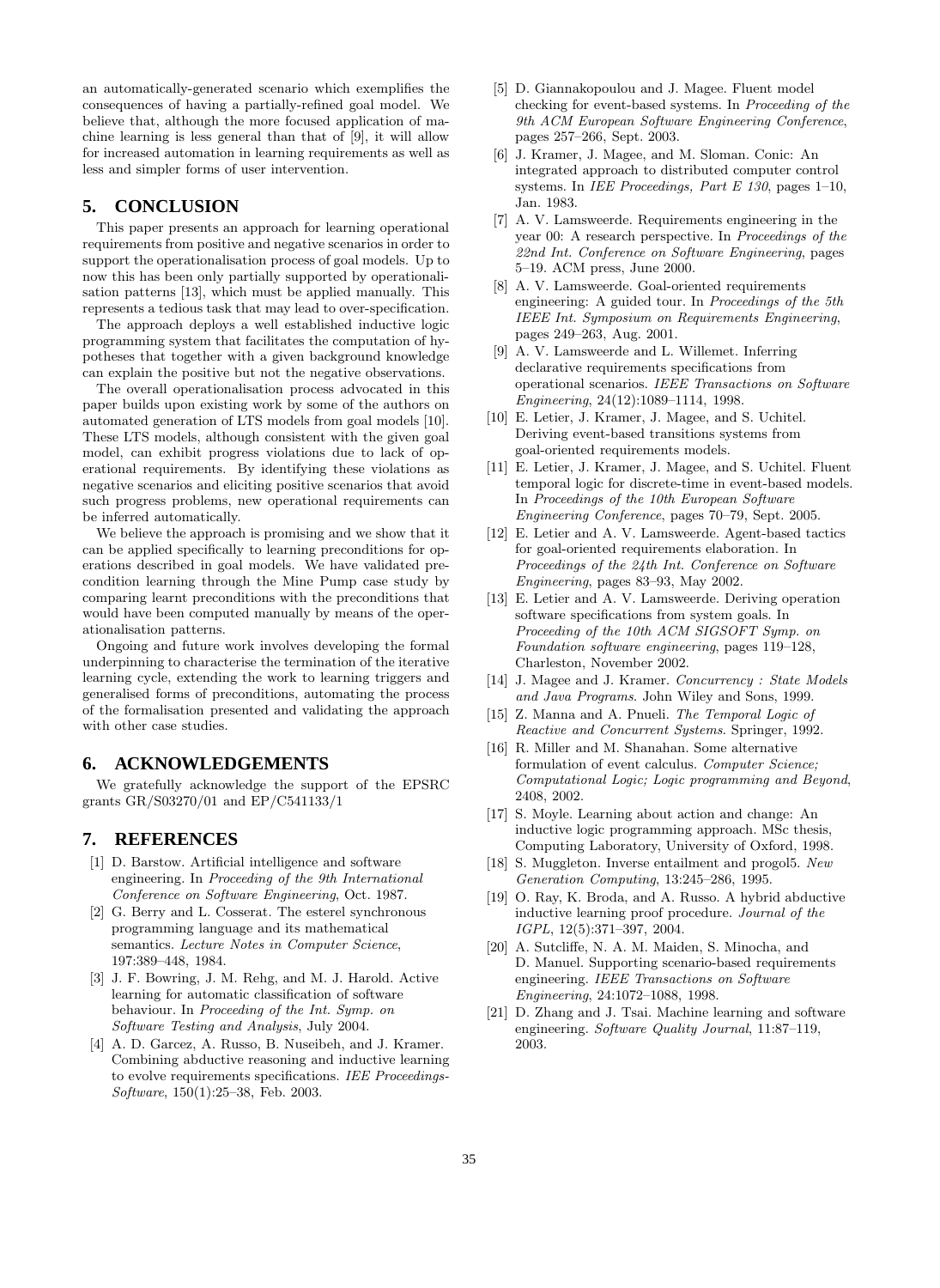an automatically-generated scenario which exemplifies the consequences of having a partially-refined goal model. We believe that, although the more focused application of machine learning is less general than that of [9], it will allow for increased automation in learning requirements as well as less and simpler forms of user intervention.

## 5. CONCLUSION

This paper presents an approach for learning operational requirements from positive and negative scenarios in order to support the operationalisation process of goal models. Up to now this has been only partially supported by operationalisation patterns [13], which must be applied manually. This represents a tedious task that may lead to over-specification.

The approach deploys a well established inductive logic programming system that facilitates the computation of hypotheses that together with a given background knowledge can explain the positive but not the negative observations.

The overall operationalisation process advocated in this paper builds upon existing work by some of the authors on automated generation of LTS models from goal models [10]. These LTS models, although consistent with the given goal model, can exhibit progress violations due to lack of operational requirements. By identifying these violations as negative scenarios and eliciting positive scenarios that avoid such progress problems, new operational requirements can be inferred automatically.

We believe the approach is promising and we show that it can be applied specifically to learning preconditions for operations described in goal models. We have validated precondition learning through the Mine Pump case study by comparing learnt preconditions with the preconditions that would have been computed manually by means of the operationalisation patterns.

Ongoing and future work involves developing the formal underpinning to characterise the termination of the iterative learning cycle, extending the work to learning triggers and generalised forms of preconditions, automating the process of the formalisation presented and validating the approach with other case studies.

## 6. ACKNOWLEDGEMENTS

We gratefully acknowledge the support of the EPSRC grants GR/S03270/01 and EP/C541133/1

## 7. REFERENCES

[1] D. Barstow. Artificial intelligence and software engineering. In *Proceeding of the 9th International Conference on Software Engineering*, Oct. 1987.

[2] G. Berry and L. Cosserat. The esterel synchronous programming language and its mathematical semantics. *Lecture Notes in Computer Science*, 197:389–448, 1984.

[3] J. F. Bowring, J. M. Rehg, and M. J. Harold. Active learning for automatic classification of software behaviour. In *Proceeding of the Int. Symp. on Software Testing and Analysis*, July 2004.

[4] A. D. Garcez, A. Russo, B. Nuseibeh, and J. Kramer. Combining abductive reasoning and inductive learning to evolve requirements specifications. *IEE Proceedings-Software*, 150(1):25–38, Feb. 2003.

[5] D. Giannakopoulou and J. Magee. Fluent model checking for event-based systems. In *Proceeding of the 9th ACM European Software Engineering Conference*, pages 257–266, Sept. 2003.

[6] J. Kramer, J. Magee, and M. Sloman. Conic: An integrated approach to distributed computer control systems. In *IEE Proceedings, Part E 130*, pages 1–10, Jan. 1983.

[7] A. V. Lamsweerde. Requirements engineering in the year 00: A research perspective. In *Proceedings of the 22nd Int. Conference on Software Engineering*, pages 5–19. ACM press, June 2000.

[8] A. V. Lamsweerde. Goal-oriented requirements engineering: A guided tour. In *Proceedings of the 5th IEEE Int. Symposium on Requirements Engineering*, pages 249–263, Aug. 2001.

[9] A. V. Lamsweerde and L. Willemet. Inferring declarative requirements specifications from operational scenarios. *IEEE Transactions on Software Engineering*, 24(12):1089–1114, 1998.

[10] E. Letier, J. Kramer, J. Magee, and S. Uchitel. Deriving event-based transitions systems from goal-oriented requirements models.

[11] E. Letier, J. Kramer, J. Magee, and S. Uchitel. Fluent temporal logic for discrete-time in event-based models. In *Proceedings of the 10th European Software Engineering Conference*, pages 70–79, Sept. 2005.

[12] E. Letier and A. V. Lamsweerde. Agent-based tactics for goal-oriented requirements elaboration. In *Proceedings of the 24th Int. Conference on Software Engineering*, pages 83–93, May 2002.

[13] E. Letier and A. V. Lamsweerde. Deriving operation software specifications from system goals. In *Proceeding of the 10th ACM SIGSOFT Symp. on Foundation software engineering*, pages 119–128, Charleston, November 2002.

[14] J. Magee and J. Kramer. *Concurrency : State Models and Java Programs*. John Wiley and Sons, 1999.

[15] Z. Manna and A. Pnueli. *The Temporal Logic of Reactive and Concurrent Systems*. Springer, 1992.

[16] R. Miller and M. Shanahan. Some alternative formulation of event calculus. *Computer Science; Computational Logic; Logic programming and Beyond*, 2408, 2002.

[17] S. Moyle. Learning about action and change: An inductive logic programming approach. MSc thesis, Computing Laboratory, University of Oxford, 1998.

[18] S. Muggleton. Inverse entailment and progol5. *New Generation Computing*, 13:245–286, 1995.

[19] O. Ray, K. Broda, and A. Russo. A hybrid abductive inductive learning proof procedure. *Journal of the IGPL*, 12(5):371–397, 2004.

[20] A. Sutcliffe, N. A. M. Maiden, S. Minocha, and D. Manuel. Supporting scenario-based requirements engineering. *IEEE Transactions on Software Engineering*, 24:1072–1088, 1998.

[21] D. Zhang and J. Tsai. Machine learning and software engineering. *Software Quality Journal*, 11:87–119, 2003.